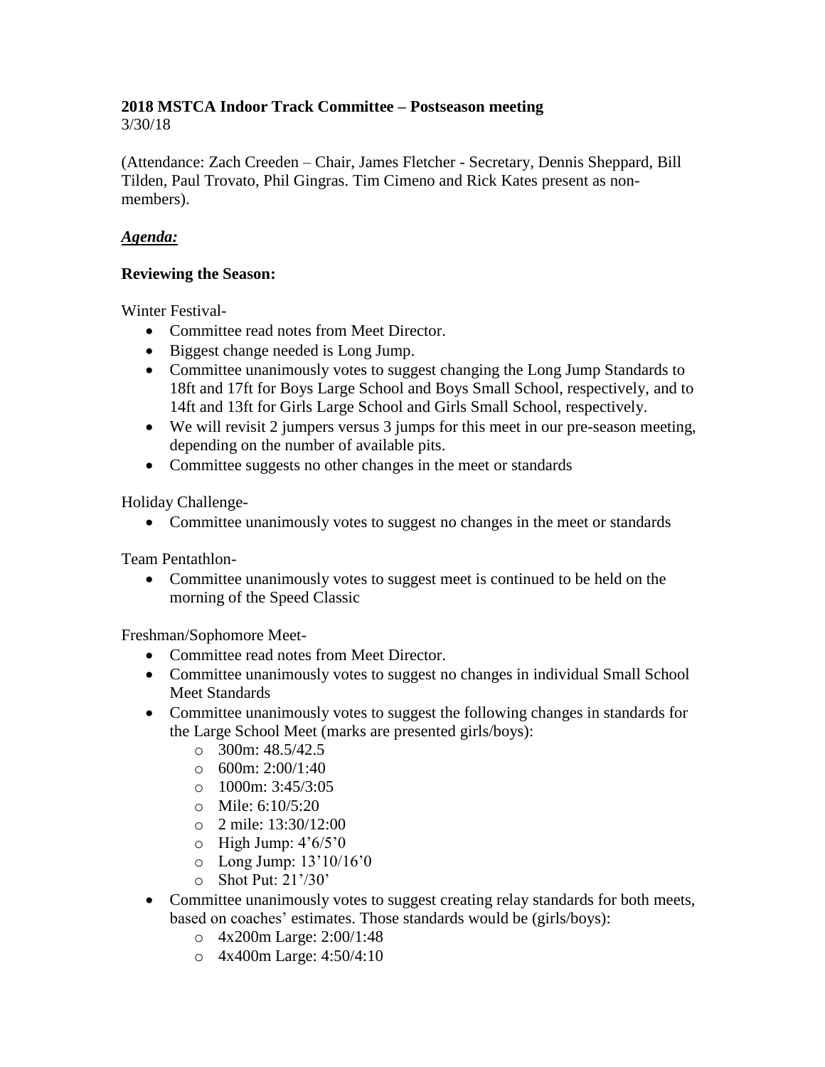**2018 MSTCA Indoor Track Committee – Postseason meeting**
3/30/18

(Attendance: Zach Creeden – Chair, James Fletcher - Secretary, Dennis Sheppard, Bill Tilden, Paul Trovato, Phil Gingras. Tim Cimeno and Rick Kates present as non-members).

***Agenda:***

**Reviewing the Season:**

Winter Festival-

- Committee read notes from Meet Director.
- Biggest change needed is Long Jump.
- Committee unanimously votes to suggest changing the Long Jump Standards to 18ft and 17ft for Boys Large School and Boys Small School, respectively, and to 14ft and 13ft for Girls Large School and Girls Small School, respectively.
- We will revisit 2 jumpers versus 3 jumps for this meet in our pre-season meeting, depending on the number of available pits.
- Committee suggests no other changes in the meet or standards

Holiday Challenge-

- Committee unanimously votes to suggest no changes in the meet or standards

Team Pentathlon-

- Committee unanimously votes to suggest meet is continued to be held on the morning of the Speed Classic

Freshman/Sophomore Meet-

- Committee read notes from Meet Director.
- Committee unanimously votes to suggest no changes in individual Small School Meet Standards
- Committee unanimously votes to suggest the following changes in standards for the Large School Meet (marks are presented girls/boys):
  - 300m: 48.5/42.5
  - 600m: 2:00/1:40
  - 1000m: 3:45/3:05
  - Mile: 6:10/5:20
  - 2 mile: 13:30/12:00
  - High Jump: 4'6/5'0
  - Long Jump: 13'10/16'0
  - Shot Put: 21'/30'
- Committee unanimously votes to suggest creating relay standards for both meets, based on coaches' estimates. Those standards would be (girls/boys):
  - 4x200m Large: 2:00/1:48
  - 4x400m Large: 4:50/4:10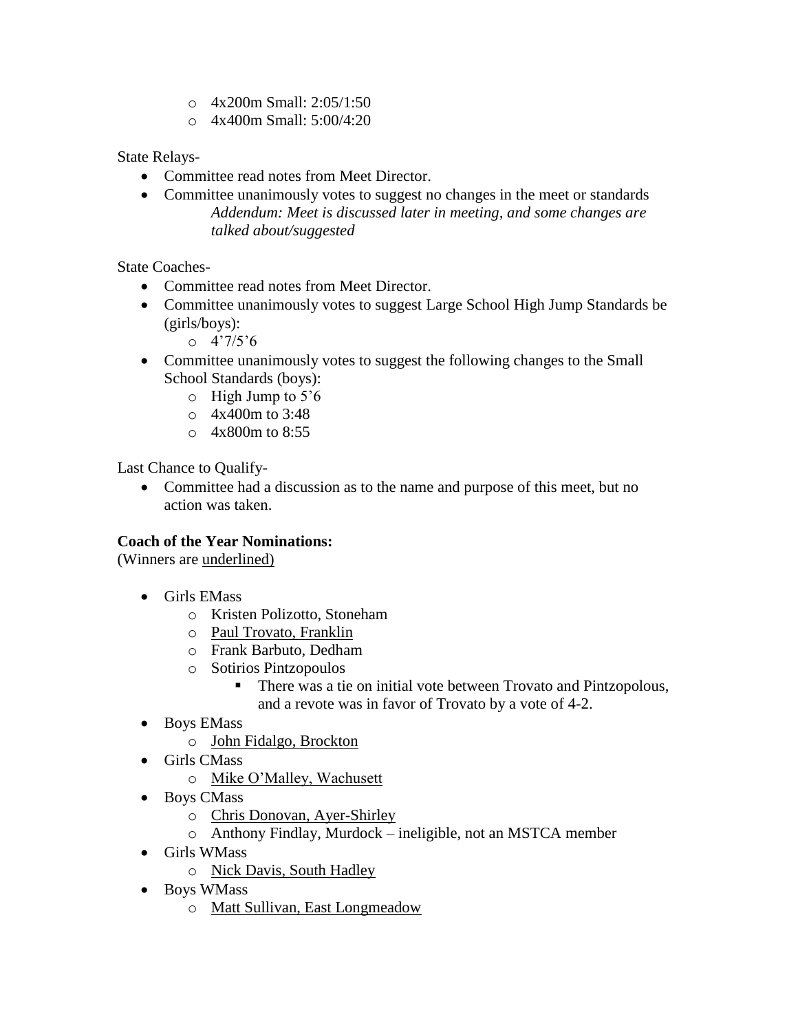- 4x200m Small: 2:05/1:50
- 4x400m Small: 5:00/4:20

State Relays-

- Committee read notes from Meet Director.
- Committee unanimously votes to suggest no changes in the meet or standards
  *Addendum: Meet is discussed later in meeting, and some changes are talked about/suggested*

State Coaches-

- Committee read notes from Meet Director.
- Committee unanimously votes to suggest Large School High Jump Standards be (girls/boys):
  - 4'7/5'6
- Committee unanimously votes to suggest the following changes to the Small School Standards (boys):
  - High Jump to 5'6
  - 4x400m to 3:48
  - 4x800m to 8:55

Last Chance to Qualify-

- Committee had a discussion as to the name and purpose of this meet, but no action was taken.

**Coach of the Year Nominations:**
(Winners are <u>underlined)</u>

- Girls EMass
  - Kristen Polizotto, Stoneham
  - <u>Paul Trovato, Franklin</u>
  - Frank Barbuto, Dedham
  - Sotirios Pintzopoulos
    - There was a tie on initial vote between Trovato and Pintzopolous, and a revote was in favor of Trovato by a vote of 4-2.
- Boys EMass
  - <u>John Fidalgo, Brockton</u>
- Girls CMass
  - <u>Mike O'Malley, Wachusett</u>
- Boys CMass
  - <u>Chris Donovan, Ayer-Shirley</u>
  - Anthony Findlay, Murdock – ineligible, not an MSTCA member
- Girls WMass
  - <u>Nick Davis, South Hadley</u>
- Boys WMass
  - <u>Matt Sullivan, East Longmeadow</u>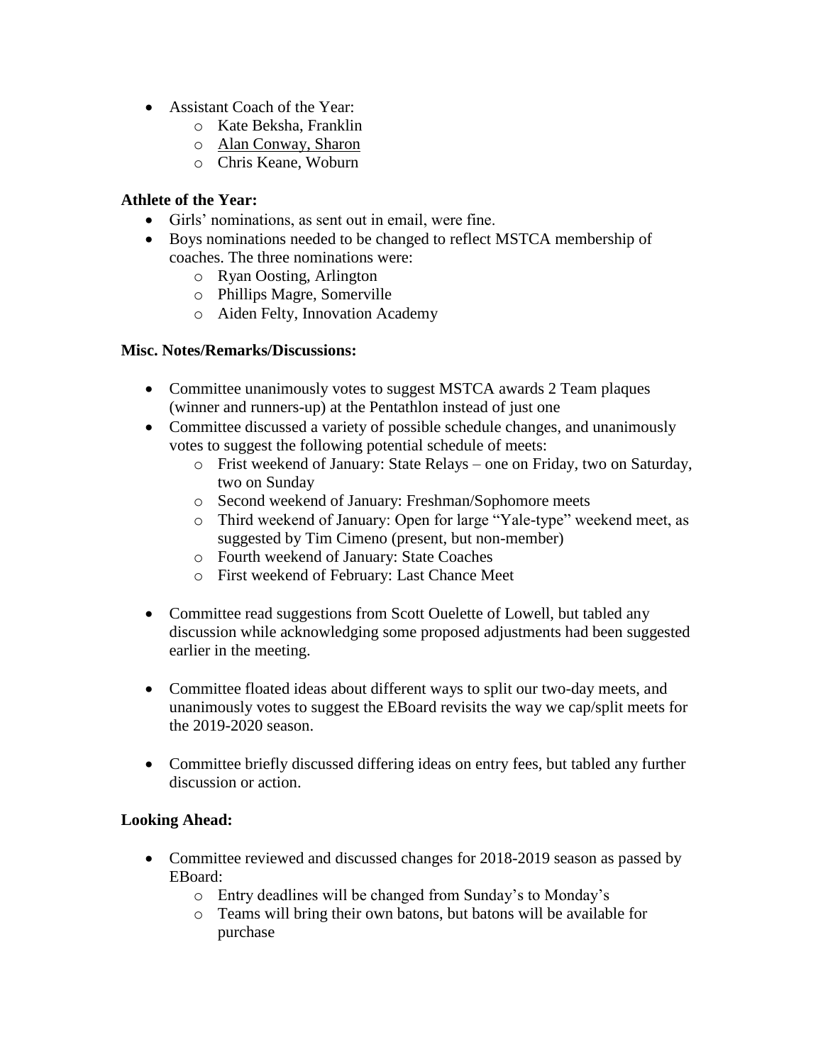- Assistant Coach of the Year:
    - Kate Beksha, Franklin
    - <u>Alan Conway, Sharon</u>
    - Chris Keane, Woburn

**Athlete of the Year:**

- Girls' nominations, as sent out in email, were fine.
- Boys nominations needed to be changed to reflect MSTCA membership of coaches. The three nominations were:
    - Ryan Oosting, Arlington
    - Phillips Magre, Somerville
    - Aiden Felty, Innovation Academy

**Misc. Notes/Remarks/Discussions:**

- Committee unanimously votes to suggest MSTCA awards 2 Team plaques (winner and runners-up) at the Pentathlon instead of just one
- Committee discussed a variety of possible schedule changes, and unanimously votes to suggest the following potential schedule of meets:
    - Frist weekend of January: State Relays – one on Friday, two on Saturday, two on Sunday
    - Second weekend of January: Freshman/Sophomore meets
    - Third weekend of January: Open for large "Yale-type" weekend meet, as suggested by Tim Cimeno (present, but non-member)
    - Fourth weekend of January: State Coaches
    - First weekend of February: Last Chance Meet

- Committee read suggestions from Scott Ouelette of Lowell, but tabled any discussion while acknowledging some proposed adjustments had been suggested earlier in the meeting.

- Committee floated ideas about different ways to split our two-day meets, and unanimously votes to suggest the EBoard revisits the way we cap/split meets for the 2019-2020 season.

- Committee briefly discussed differing ideas on entry fees, but tabled any further discussion or action.

**Looking Ahead:**

- Committee reviewed and discussed changes for 2018-2019 season as passed by EBoard:
    - Entry deadlines will be changed from Sunday's to Monday's
    - Teams will bring their own batons, but batons will be available for purchase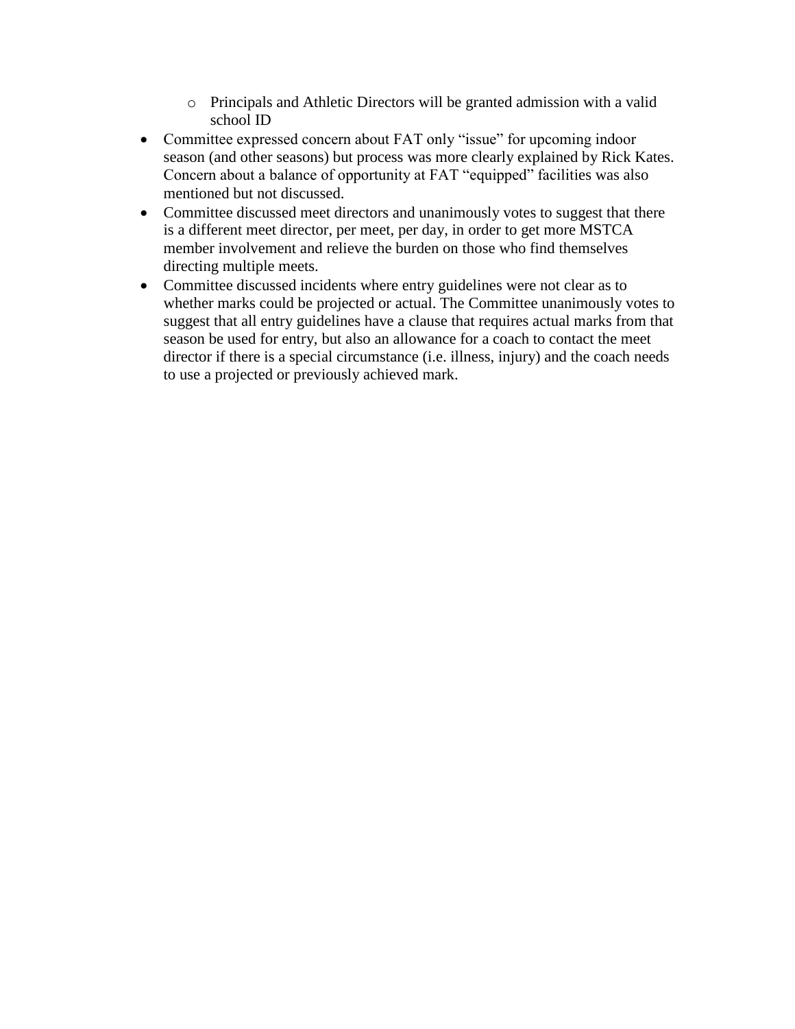- Principals and Athletic Directors will be granted admission with a valid school ID
- Committee expressed concern about FAT only “issue” for upcoming indoor season (and other seasons) but process was more clearly explained by Rick Kates. Concern about a balance of opportunity at FAT “equipped” facilities was also mentioned but not discussed.
- Committee discussed meet directors and unanimously votes to suggest that there is a different meet director, per meet, per day, in order to get more MSTCA member involvement and relieve the burden on those who find themselves directing multiple meets.
- Committee discussed incidents where entry guidelines were not clear as to whether marks could be projected or actual. The Committee unanimously votes to suggest that all entry guidelines have a clause that requires actual marks from that season be used for entry, but also an allowance for a coach to contact the meet director if there is a special circumstance (i.e. illness, injury) and the coach needs to use a projected or previously achieved mark.